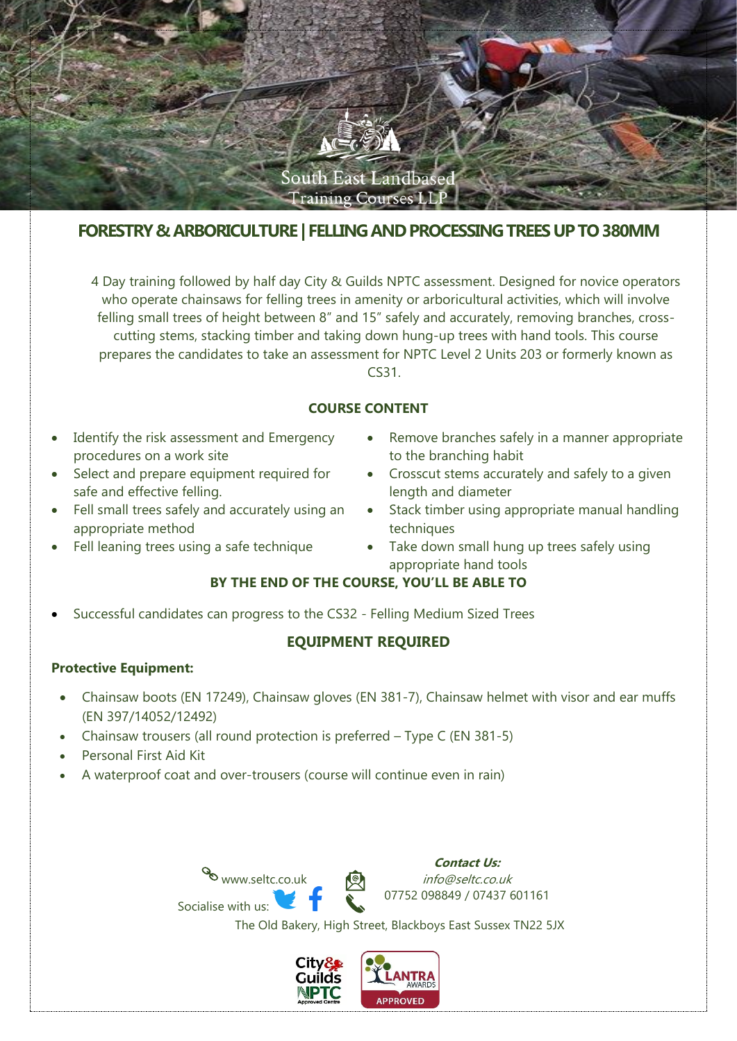South East Landbased Training Courses LLP

# FORESTRY & ARBORICULTURE | FELLING AND PROCESSING TREES UP TO 380MM

4 Day training followed by half day City & Guilds NPTC assessment. Designed for novice operators who operate chainsaws for felling trees in amenity or arboricultural activities, which will involve felling small trees of height between 8" and 15" safely and accurately, removing branches, cross-cutting stems, stacking timber and taking down hung-up trees with hand tools. This course prepares the candidates to take an assessment for NPTC Level 2 Units 203 or formerly known as CS31.

## COURSE CONTENT

- Identify the risk assessment and Emergency procedures on a work site
- Select and prepare equipment required for safe and effective felling.
- Fell small trees safely and accurately using an appropriate method
- Fell leaning trees using a safe technique
- Remove branches safely in a manner appropriate to the branching habit
- Crosscut stems accurately and safely to a given length and diameter
- Stack timber using appropriate manual handling techniques
- Take down small hung up trees safely using appropriate hand tools

## BY THE END OF THE COURSE, YOU'LL BE ABLE TO

- Successful candidates can progress to the CS32 - Felling Medium Sized Trees

## EQUIPMENT REQUIRED

**Protective Equipment:**

- Chainsaw boots (EN 17249), Chainsaw gloves (EN 381-7), Chainsaw helmet with visor and ear muffs (EN 397/14052/12492)
- Chainsaw trousers (all round protection is preferred – Type C (EN 381-5)
- Personal First Aid Kit
- A waterproof coat and over-trousers (course will continue even in rain)

www.seltc.co.uk

Socialise with us:

***Contact Us:***

*info@seltc.co.uk*

07752 098849 / 07437 601161

The Old Bakery, High Street, Blackboys East Sussex TN22 5JX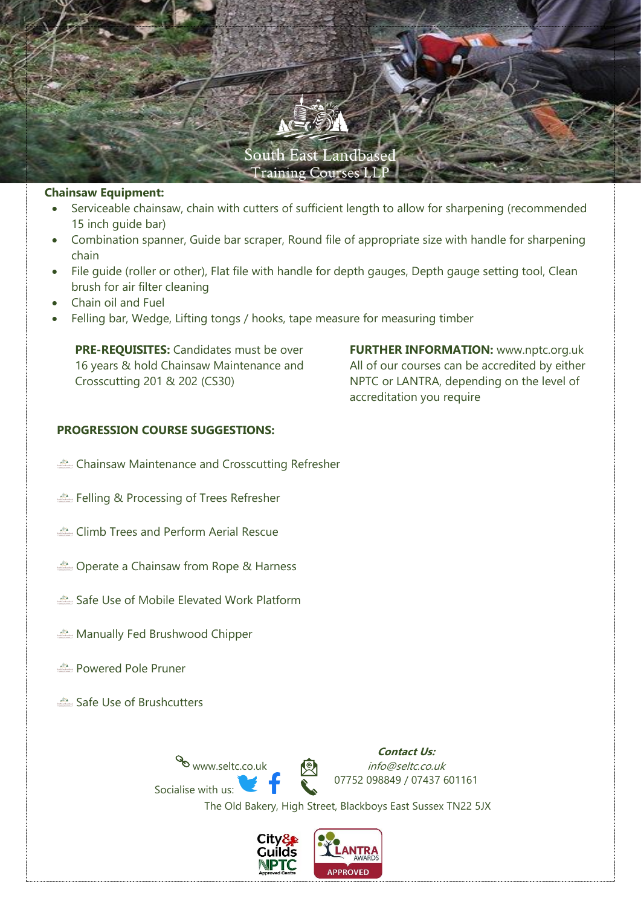South East Landbased Training Courses LLP

**Chainsaw Equipment:**

- Serviceable chainsaw, chain with cutters of sufficient length to allow for sharpening (recommended 15 inch guide bar)
- Combination spanner, Guide bar scraper, Round file of appropriate size with handle for sharpening chain
- File guide (roller or other), Flat file with handle for depth gauges, Depth gauge setting tool, Clean brush for air filter cleaning
- Chain oil and Fuel
- Felling bar, Wedge, Lifting tongs / hooks, tape measure for measuring timber

**PRE-REQUISITES:** Candidates must be over 16 years & hold Chainsaw Maintenance and Crosscutting 201 & 202 (CS30)

**FURTHER INFORMATION:** www.nptc.org.uk
All of our courses can be accredited by either NPTC or LANTRA, depending on the level of accreditation you require

**PROGRESSION COURSE SUGGESTIONS:**

- Chainsaw Maintenance and Crosscutting Refresher
- Felling & Processing of Trees Refresher
- Climb Trees and Perform Aerial Rescue
- Operate a Chainsaw from Rope & Harness
- Safe Use of Mobile Elevated Work Platform
- Manually Fed Brushwood Chipper
- Powered Pole Pruner
- Safe Use of Brushcutters

www.seltc.co.uk

Socialise with us:

***Contact Us:***
*info@seltc.co.uk*
07752 098849 / 07437 601161

The Old Bakery, High Street, Blackboys East Sussex TN22 5JX

City & Guilds NPTC Approved Centre

LANTRA AWARDS APPROVED